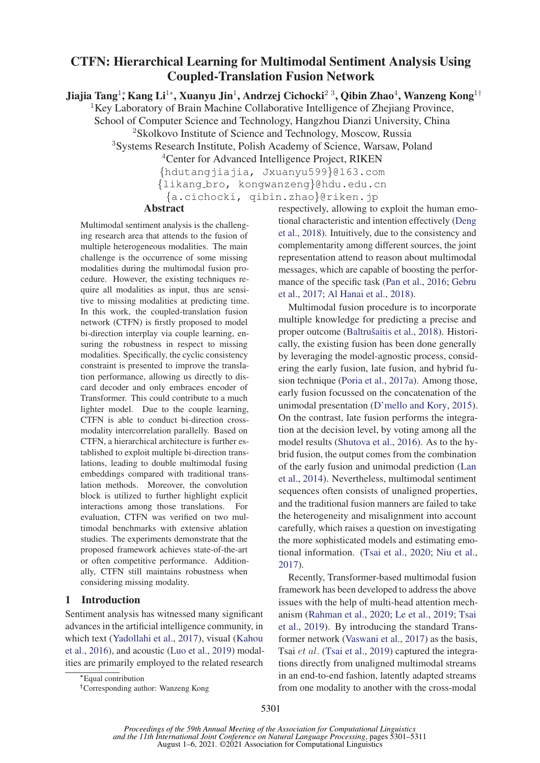# CTFN: Hierarchical Learning for Multimodal Sentiment Analysis Using Coupled-Translation Fusion Network

**Jiajia Tang[1]\*, Kang Li[1]\*, Xuanyu Jin[1], Andrzej Cichocki[2,3], Qibin Zhao[4], Wanzeng Kong[1†]**

[1]Key Laboratory of Brain Machine Collaborative Intelligence of Zhejiang Province, School of Computer Science and Technology, Hangzhou Dianzi University, China

[2]Skolkovo Institute of Science and Technology, Moscow, Russia

[3]Systems Research Institute, Polish Academy of Science, Warsaw, Poland

[4]Center for Advanced Intelligence Project, RIKEN

{hdutangjiajia, Jxuanyu599}@163.com

{likang_bro, kongwanzeng}@hdu.edu.cn

{a.cichocki, qibin.zhao}@riken.jp

## Abstract

Multimodal sentiment analysis is the challenging research area that attends to the fusion of multiple heterogeneous modalities. The main challenge is the occurrence of some missing modalities during the multimodal fusion procedure. However, the existing techniques require all modalities as input, thus are sensitive to missing modalities at predicting time. In this work, the coupled-translation fusion network (CTFN) is firstly proposed to model bi-direction interplay via couple learning, ensuring the robustness in respect to missing modalities. Specifically, the cyclic consistency constraint is presented to improve the translation performance, allowing us directly to discard decoder and only embraces encoder of Transformer. This could contribute to a much lighter model. Due to the couple learning, CTFN is able to conduct bi-direction cross-modality intercorrelation parallelly. Based on CTFN, a hierarchical architecture is further established to exploit multiple bi-direction translations, leading to double multimodal fusing embeddings compared with traditional translation methods. Moreover, the convolution block is utilized to further highlight explicit interactions among those translations. For evaluation, CTFN was verified on two multimodal benchmarks with extensive ablation studies. The experiments demonstrate that the proposed framework achieves state-of-the-art or often competitive performance. Additionally, CTFN still maintains robustness when considering missing modality.

## 1 Introduction

Sentiment analysis has witnessed many significant advances in the artificial intelligence community, in which text (Yadollahi et al., 2017), visual (Kahou et al., 2016), and acoustic (Luo et al., 2019) modalities are primarily employed to the related research respectively, allowing to exploit the human emotional characteristic and intention effectively (Deng et al., 2018). Intuitively, due to the consistency and complementarity among different sources, the joint representation attend to reason about multimodal messages, which are capable of boosting the performance of the specific task (Pan et al., 2016; Gebru et al., 2017; Al Hanai et al., 2018).

Multimodal fusion procedure is to incorporate multiple knowledge for predicting a precise and proper outcome (Baltrušaitis et al., 2018). Historically, the existing fusion has been done generally by leveraging the model-agnostic process, considering the early fusion, late fusion, and hybrid fusion technique (Poria et al., 2017a). Among those, early fusion focussed on the concatenation of the unimodal presentation (D'mello and Kory, 2015). On the contrast, late fusion performs the integration at the decision level, by voting among all the model results (Shutova et al., 2016). As to the hybrid fusion, the output comes from the combination of the early fusion and unimodal prediction (Lan et al., 2014). Nevertheless, multimodal sentiment sequences often consists of unaligned properties, and the traditional fusion manners are failed to take the heterogeneity and misalignment into account carefully, which raises a question on investigating the more sophisticated models and estimating emotional information. (Tsai et al., 2020; Niu et al., 2017).

Recently, Transformer-based multimodal fusion framework has been developed to address the above issues with the help of multi-head attention mechanism (Rahman et al., 2020; Le et al., 2019; Tsai et al., 2019). By introducing the standard Transformer network (Vaswani et al., 2017) as the basis, Tsai *et al.* (Tsai et al., 2019) captured the integrations directly from unaligned multimodal streams in an end-to-end fashion, latently adapted streams from one modality to another with the cross-modal

\*Equal contribution

†Corresponding author: Wanzeng Kong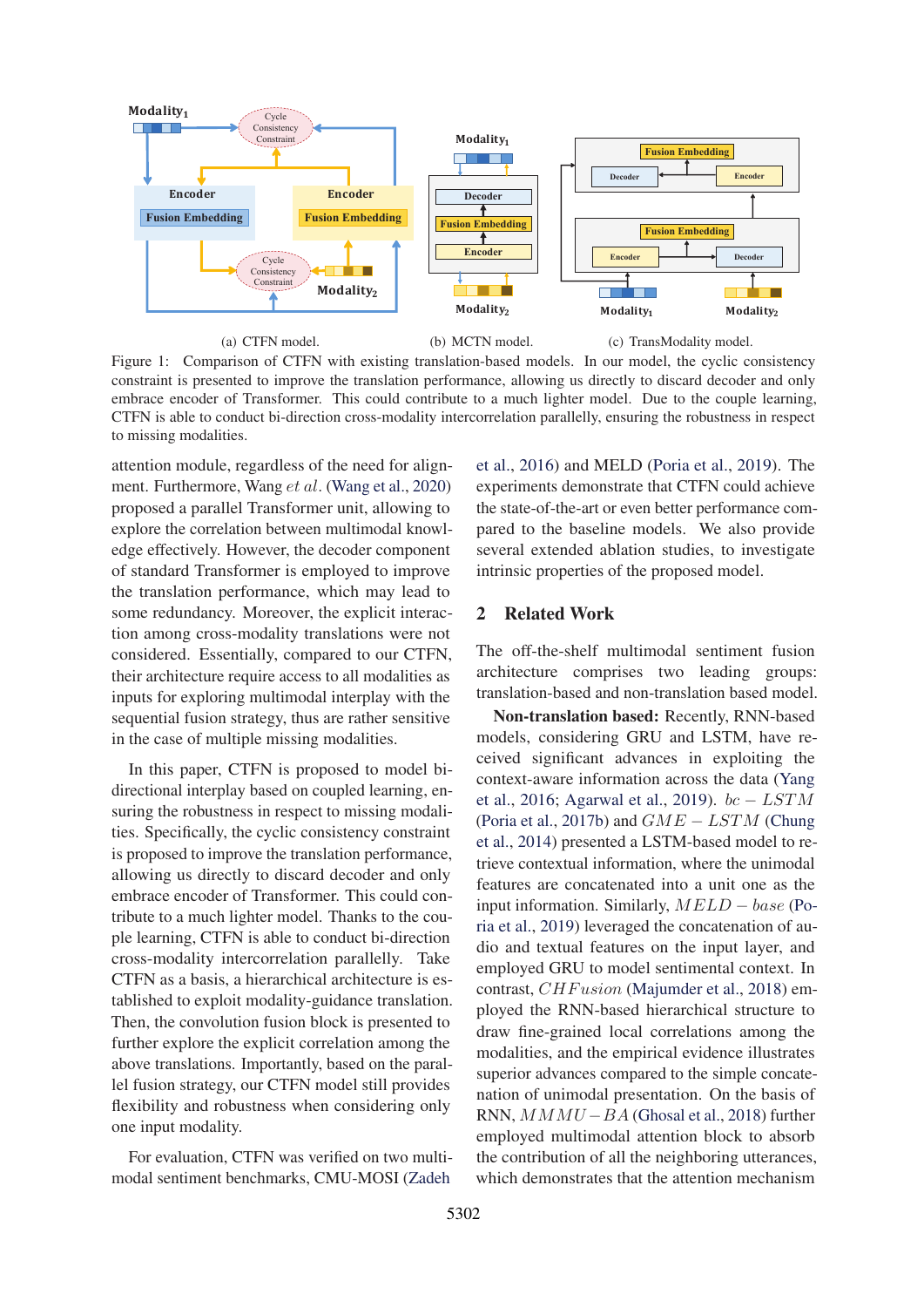(a) CTFN model. (b) MCTN model. (c) TransModality model.

Figure 1: Comparison of CTFN with existing translation-based models. In our model, the cyclic consistency constraint is presented to improve the translation performance, allowing us directly to discard decoder and only embrace encoder of Transformer. This could contribute to a much lighter model. Due to the couple learning, CTFN is able to conduct bi-direction cross-modality intercorrelation parallelly, ensuring the robustness in respect to missing modalities.

attention module, regardless of the need for alignment. Furthermore, Wang *et al.* (Wang et al., 2020) proposed a parallel Transformer unit, allowing to explore the correlation between multimodal knowledge effectively. However, the decoder component of standard Transformer is employed to improve the translation performance, which may lead to some redundancy. Moreover, the explicit interaction among cross-modality translations were not considered. Essentially, compared to our CTFN, their architecture require access to all modalities as inputs for exploring multimodal interplay with the sequential fusion strategy, thus are rather sensitive in the case of multiple missing modalities.

In this paper, CTFN is proposed to model bi-directional interplay based on coupled learning, ensuring the robustness in respect to missing modalities. Specifically, the cyclic consistency constraint is proposed to improve the translation performance, allowing us directly to discard decoder and only embrace encoder of Transformer. This could contribute to a much lighter model. Thanks to the couple learning, CTFN is able to conduct bi-direction cross-modality intercorrelation parallelly. Take CTFN as a basis, a hierarchical architecture is established to exploit modality-guidance translation. Then, the convolution fusion block is presented to further explore the explicit correlation among the above translations. Importantly, based on the parallel fusion strategy, our CTFN model still provides flexibility and robustness when considering only one input modality.

For evaluation, CTFN was verified on two multimodal sentiment benchmarks, CMU-MOSI (Zadeh et al., 2016) and MELD (Poria et al., 2019). The experiments demonstrate that CTFN could achieve the state-of-the-art or even better performance compared to the baseline models. We also provide several extended ablation studies, to investigate intrinsic properties of the proposed model.

## 2 Related Work

The off-the-shelf multimodal sentiment fusion architecture comprises two leading groups: translation-based and non-translation based model.

**Non-translation based:** Recently, RNN-based models, considering GRU and LSTM, have received significant advances in exploiting the context-aware information across the data (Yang et al., 2016; Agarwal et al., 2019). $bc-LSTM$ (Poria et al., 2017b) and $GME-LSTM$ (Chung et al., 2014) presented a LSTM-based model to retrieve contextual information, where the unimodal features are concatenated into a unit one as the input information. Similarly, $MELD-base$ (Poria et al., 2019) leveraged the concatenation of audio and textual features on the input layer, and employed GRU to model sentimental context. In contrast, $CHFusion$ (Majumder et al., 2018) employed the RNN-based hierarchical structure to draw fine-grained local correlations among the modalities, and the empirical evidence illustrates superior advances compared to the simple concatenation of unimodal presentation. On the basis of RNN, $MMMU-BA$ (Ghosal et al., 2018) further employed multimodal attention block to absorb the contribution of all the neighboring utterances, which demonstrates that the attention mechanism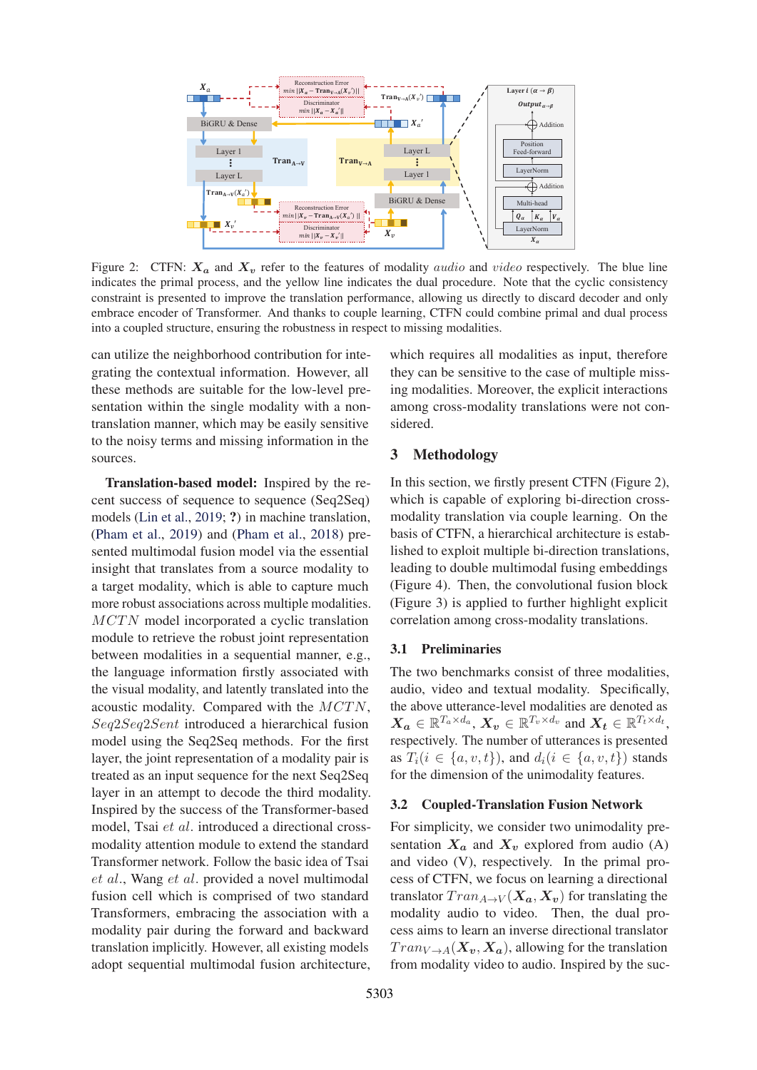Figure 2: CTFN: $\boldsymbol{X_a}$ and $\boldsymbol{X_v}$ refer to the features of modality *audio* and *video* respectively. The blue line indicates the primal process, and the yellow line indicates the dual procedure. Note that the cyclic consistency constraint is presented to improve the translation performance, allowing us directly to discard decoder and only embrace encoder of Transformer. And thanks to couple learning, CTFN could combine primal and dual process into a coupled structure, ensuring the robustness in respect to missing modalities.

can utilize the neighborhood contribution for integrating the contextual information. However, all these methods are suitable for the low-level presentation within the single modality with a non-translation manner, which may be easily sensitive to the noisy terms and missing information in the sources.

**Translation-based model:** Inspired by the recent success of sequence to sequence (Seq2Seq) models (Lin et al., 2019; **?**) in machine translation, (Pham et al., 2019) and (Pham et al., 2018) presented multimodal fusion model via the essential insight that translates from a source modality to a target modality, which is able to capture much more robust associations across multiple modalities. $MCTN$ model incorporated a cyclic translation module to retrieve the robust joint representation between modalities in a sequential manner, e.g., the language information firstly associated with the visual modality, and latently translated into the acoustic modality. Compared with the $MCTN$, $Seq2Seq2Sent$ introduced a hierarchical fusion model using the Seq2Seq methods. For the first layer, the joint representation of a modality pair is treated as an input sequence for the next Seq2Seq layer in an attempt to decode the third modality. Inspired by the success of the Transformer-based model, Tsai *et al.* introduced a directional cross-modality attention module to extend the standard Transformer network. Follow the basic idea of Tsai *et al.*, Wang *et al.* provided a novel multimodal fusion cell which is comprised of two standard Transformers, embracing the association with a modality pair during the forward and backward translation implicitly. However, all existing models adopt sequential multimodal fusion architecture, which requires all modalities as input, therefore they can be sensitive to the case of multiple missing modalities. Moreover, the explicit interactions among cross-modality translations were not considered.

## 3 Methodology

In this section, we firstly present CTFN (Figure 2), which is capable of exploring bi-direction cross-modality translation via couple learning. On the basis of CTFN, a hierarchical architecture is established to exploit multiple bi-direction translations, leading to double multimodal fusing embeddings (Figure 4). Then, the convolutional fusion block (Figure 3) is applied to further highlight explicit correlation among cross-modality translations.

### 3.1 Preliminaries

The two benchmarks consist of three modalities, audio, video and textual modality. Specifically, the above utterance-level modalities are denoted as $\boldsymbol{X_a} \in \mathbb{R}^{T_a \times d_a}$, $\boldsymbol{X_v} \in \mathbb{R}^{T_v \times d_v}$ and $\boldsymbol{X_t} \in \mathbb{R}^{T_t \times d_t}$, respectively. The number of utterances is presented as $T_i (i \in \{a, v, t\})$, and $d_i (i \in \{a, v, t\})$ stands for the dimension of the unimodality features.

### 3.2 Coupled-Translation Fusion Network

For simplicity, we consider two unimodality presentation $\boldsymbol{X_a}$ and $\boldsymbol{X_v}$ explored from audio (A) and video (V), respectively. In the primal process of CTFN, we focus on learning a directional translator $Tran_{A \to V}(\boldsymbol{X_a}, \boldsymbol{X_v})$ for translating the modality audio to video. Then, the dual process aims to learn an inverse directional translator $Tran_{V \to A}(\boldsymbol{X_v}, \boldsymbol{X_a})$, allowing for the translation from modality video to audio. Inspired by the suc-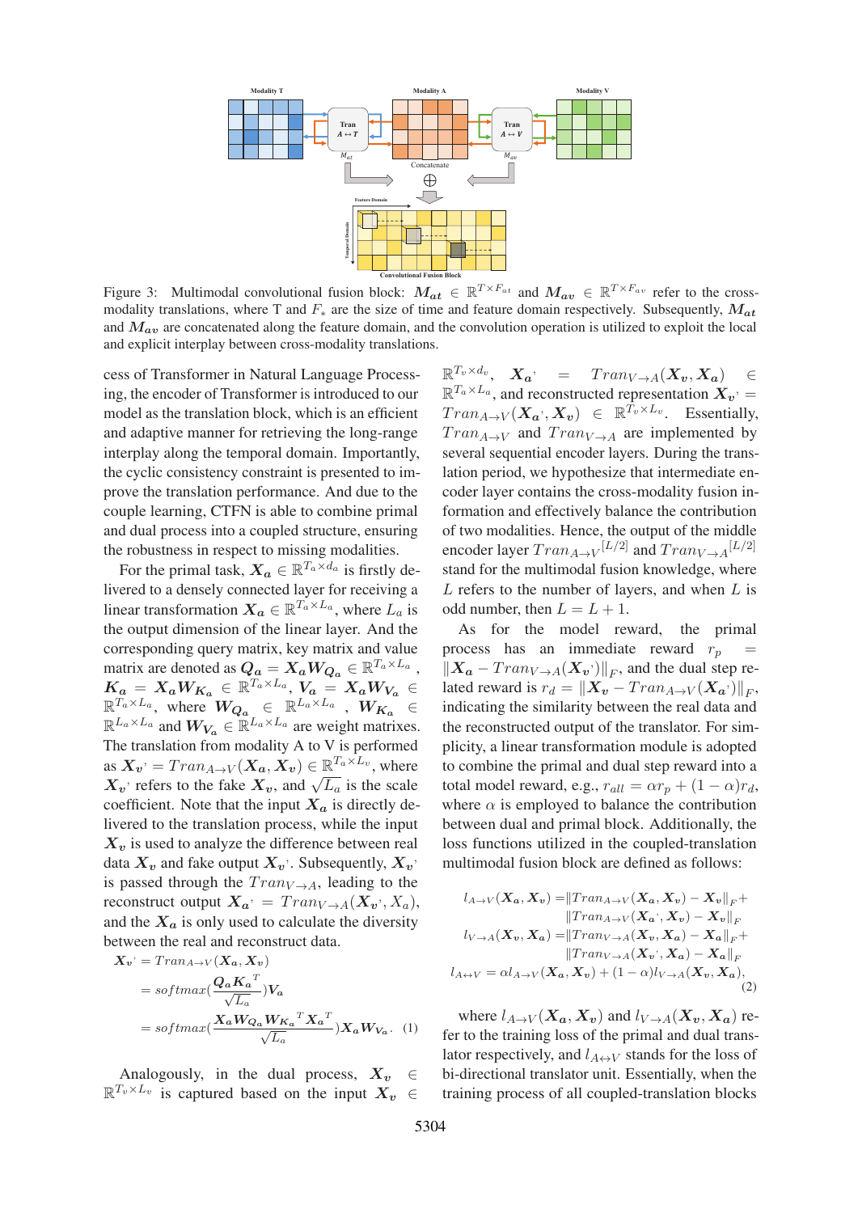Figure 3: Multimodal convolutional fusion block: $\boldsymbol{M_{at}} \in \mathbb{R}^{T \times F_{at}}$ and $\boldsymbol{M_{av}} \in \mathbb{R}^{T \times F_{av}}$ refer to the cross-modality translations, where T and $F_*$ are the size of time and feature domain respectively. Subsequently, $\boldsymbol{M_{at}}$ and $\boldsymbol{M_{av}}$ are concatenated along the feature domain, and the convolution operation is utilized to exploit the local and explicit interplay between cross-modality translations.

cess of Transformer in Natural Language Processing, the encoder of Transformer is introduced to our model as the translation block, which is an efficient and adaptive manner for retrieving the long-range interplay along the temporal domain. Importantly, the cyclic consistency constraint is presented to improve the translation performance. And due to the couple learning, CTFN is able to combine primal and dual process into a coupled structure, ensuring the robustness in respect to missing modalities.

For the primal task, $\boldsymbol{X_a} \in \mathbb{R}^{T_a \times d_a}$ is firstly delivered to a densely connected layer for receiving a linear transformation $\boldsymbol{X_a} \in \mathbb{R}^{T_a \times L_a}$, where $L_a$ is the output dimension of the linear layer. And the corresponding query matrix, key matrix and value matrix are denoted as $\boldsymbol{Q_a} = \boldsymbol{X_a W_{Q_a}} \in \mathbb{R}^{T_a \times L_a}$, $\boldsymbol{K_a} = \boldsymbol{X_a W_{K_a}} \in \mathbb{R}^{T_a \times L_a}$, $\boldsymbol{V_a} = \boldsymbol{X_a W_{V_a}} \in \mathbb{R}^{T_a \times L_a}$, where $\boldsymbol{W_{Q_a}} \in \mathbb{R}^{L_a \times L_a}$, $\boldsymbol{W_{K_a}} \in \mathbb{R}^{L_a \times L_a}$ and $\boldsymbol{W_{V_a}} \in \mathbb{R}^{L_a \times L_a}$ are weight matrices. The translation from modality A to V is performed as $\boldsymbol{X_{v'}} = Tran_{A \rightarrow V}(\boldsymbol{X_a}, \boldsymbol{X_v}) \in \mathbb{R}^{T_a \times L_v}$, where $\boldsymbol{X_{v'}}$ refers to the fake $\boldsymbol{X_v}$, and $\sqrt{L_a}$ is the scale coefficient. Note that the input $\boldsymbol{X_a}$ is directly delivered to the translation process, while the input $\boldsymbol{X_v}$ is used to analyze the difference between real data $\boldsymbol{X_v}$ and fake output $\boldsymbol{X_{v'}}$. Subsequently, $\boldsymbol{X_{v'}}$ is passed through the $Tran_{V \rightarrow A}$, leading to the reconstruct output $\boldsymbol{X_{a'}} = Tran_{V \rightarrow A}(\boldsymbol{X_{v'}}, X_a)$, and the $\boldsymbol{X_a}$ is only used to calculate the diversity between the real and reconstruct data.

$$
\begin{aligned}
\boldsymbol{X_{v'}} &= Tran_{A \rightarrow V}(\boldsymbol{X_a}, \boldsymbol{X_v}) \\
&= softmax(\frac{\boldsymbol{Q_a K_a}^T}{\sqrt{L_a}})\boldsymbol{V_a} \\
&= softmax(\frac{\boldsymbol{X_a W_{Q_a} W_{K_a}}^T \boldsymbol{X_a}^T}{\sqrt{L_a}})\boldsymbol{X_a W_{V_a}}. \quad (1)
\end{aligned}
$$

Analogously, in the dual process, $\boldsymbol{X_v} \in \mathbb{R}^{T_v \times L_v}$ is captured based on the input $\boldsymbol{X_v} \in \mathbb{R}^{T_v \times d_v}$, $\boldsymbol{X_{a'}} = Tran_{V \rightarrow A}(\boldsymbol{X_v}, \boldsymbol{X_a}) \in \mathbb{R}^{T_a \times L_a}$, and reconstructed representation $\boldsymbol{X_{v'}} = Tran_{A \rightarrow V}(\boldsymbol{X_{a'}}, \boldsymbol{X_v}) \in \mathbb{R}^{T_v \times L_v}$. Essentially, $Tran_{A \rightarrow V}$ and $Tran_{V \rightarrow A}$ are implemented by several sequential encoder layers. During the translation period, we hypothesize that intermediate encoder layer contains the cross-modality fusion information and effectively balance the contribution of two modalities. Hence, the output of the middle encoder layer $Tran_{A \rightarrow V}{}^{[L/2]}$ and $Tran_{V \rightarrow A}{}^{[L/2]}$ stand for the multimodal fusion knowledge, where $L$ refers to the number of layers, and when $L$ is odd number, then $L = L + 1$.

As for the model reward, the primal process has an immediate reward $r_p = \|\boldsymbol{X_a} - Tran_{V \rightarrow A}(\boldsymbol{X_{v'}})\|_F$, and the dual step related reward is $r_d = \|\boldsymbol{X_v} - Tran_{A \rightarrow V}(\boldsymbol{X_{a'}})\|_F$, indicating the similarity between the real data and the reconstructed output of the translator. For simplicity, a linear transformation module is adopted to combine the primal and dual step reward into a total model reward, e.g., $r_{all} = \alpha r_p + (1 - \alpha) r_d$, where $\alpha$ is employed to balance the contribution between dual and primal block. Additionally, the loss functions utilized in the coupled-translation multimodal fusion block are defined as follows:

$$
\begin{aligned}
l_{A \rightarrow V}(\boldsymbol{X_a}, \boldsymbol{X_v}) =& \|Tran_{A \rightarrow V}(\boldsymbol{X_a}, \boldsymbol{X_v}) - \boldsymbol{X_v}\|_F + \\
& \|Tran_{A \rightarrow V}(\boldsymbol{X_{a'}}, \boldsymbol{X_v}) - \boldsymbol{X_v}\|_F \\
l_{V \rightarrow A}(\boldsymbol{X_v}, \boldsymbol{X_a}) =& \|Tran_{V \rightarrow A}(\boldsymbol{X_v}, \boldsymbol{X_a}) - \boldsymbol{X_a}\|_F + \\
& \|Tran_{V \rightarrow A}(\boldsymbol{X_{v'}}, \boldsymbol{X_a}) - \boldsymbol{X_a}\|_F \\
l_{A \leftrightarrow V} =& \alpha l_{A \rightarrow V}(\boldsymbol{X_a}, \boldsymbol{X_v}) + (1 - \alpha) l_{V \rightarrow A}(\boldsymbol{X_v}, \boldsymbol{X_a}),
\end{aligned}
\quad (2)
$$

where $l_{A \rightarrow V}(\boldsymbol{X_a}, \boldsymbol{X_v})$ and $l_{V \rightarrow A}(\boldsymbol{X_v}, \boldsymbol{X_a})$ refer to the training loss of the primal and dual translator respectively, and $l_{A \leftrightarrow V}$ stands for the loss of bi-directional translator unit. Essentially, when the training process of all coupled-translation blocks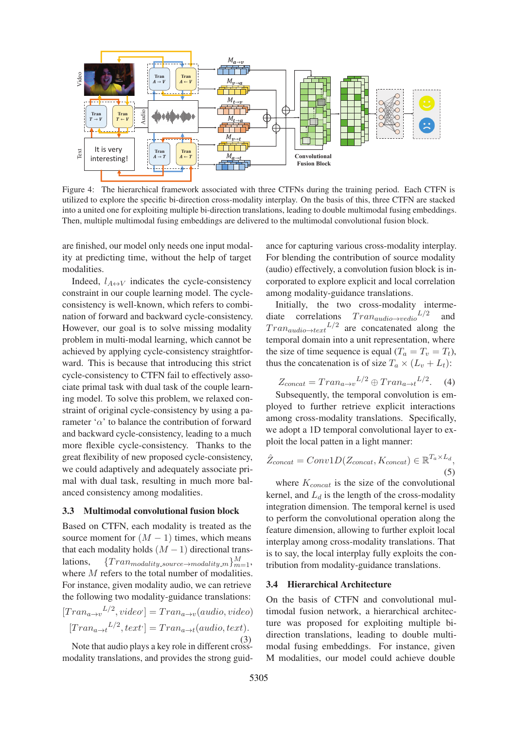Figure 4: The hierarchical framework associated with three CTFNs during the training period. Each CTFN is utilized to explore the specific bi-direction cross-modality interplay. On the basis of this, three CTFN are stacked into a united one for exploiting multiple bi-direction translations, leading to double multimodal fusing embeddings. Then, multiple multimodal fusing embeddings are delivered to the multimodal convolutional fusion block.

are finished, our model only needs one input modality at predicting time, without the help of target modalities.

Indeed, $l_{A \leftrightarrow V}$ indicates the cycle-consistency constraint in our couple learning model. The cycle-consistency is well-known, which refers to combination of forward and backward cycle-consistency. However, our goal is to solve missing modality problem in multi-modal learning, which cannot be achieved by applying cycle-consistency straightforward. This is because that introducing this strict cycle-consistency to CTFN fail to effectively associate primal task with dual task of the couple learning model. To solve this problem, we relaxed constraint of original cycle-consistency by using a parameter '$\alpha$' to balance the contribution of forward and backward cycle-consistency, leading to a much more flexible cycle-consistency. Thanks to the great flexibility of new proposed cycle-consistency, we could adaptively and adequately associate primal with dual task, resulting in much more balanced consistency among modalities.

### 3.3 Multimodal convolutional fusion block

Based on CTFN, each modality is treated as the source moment for $(M-1)$ times, which means that each modality holds $(M-1)$ directional translations, $\{Tran_{modality\_source \rightarrow modality\_m}\}_{m=1}^{M}$, where $M$ refers to the total number of modalities. For instance, given modality audio, we can retrieve the following two modality-guidance translations:

$$
\begin{aligned}
[Tran_{a \rightarrow v}{}^{L/2}, video'] &= Tran_{a \rightarrow v}(audio, video) \\
[Tran_{a \rightarrow t}{}^{L/2}, text'] &= Tran_{a \rightarrow t}(audio, text).
\end{aligned} \tag{3}
$$

Note that audio plays a key role in different cross-modality translations, and provides the strong guidance for capturing various cross-modality interplay. For blending the contribution of source modality (audio) effectively, a convolution fusion block is incorporated to explore explicit and local correlation among modality-guidance translations.

Initially, the two cross-modality intermediate correlations $Tran_{audio \rightarrow vedio}{}^{L/2}$ and $Tran_{audio \rightarrow text}{}^{L/2}$ are concatenated along the temporal domain into a unit representation, where the size of time sequence is equal ($T_a = T_v = T_t$), thus the concatenation is of size $T_a \times (L_v + L_t)$:

$$
Z_{concat} = Tran_{a \rightarrow v}{}^{L/2} \oplus Tran_{a \rightarrow t}{}^{L/2}. \tag{4}
$$

Subsequently, the temporal convolution is employed to further retrieve explicit interactions among cross-modality translations. Specifically, we adopt a 1D temporal convolutional layer to exploit the local patten in a light manner:

$$
\hat{Z}_{concat} = Conv1D(Z_{concat}, K_{concat}) \in \mathbb{R}^{T_a \times L_d}, \tag{5}
$$

where $K_{concat}$ is the size of the convolutional kernel, and $L_d$ is the length of the cross-modality integration dimension. The temporal kernel is used to perform the convolutional operation along the feature dimension, allowing to further exploit local interplay among cross-modality translations. That is to say, the local interplay fully exploits the contribution from modality-guidance translations.

### 3.4 Hierarchical Architecture

On the basis of CTFN and convolutional multimodal fusion network, a hierarchical architecture was proposed for exploiting multiple bi-direction translations, leading to double multimodal fusing embeddings. For instance, given M modalities, our model could achieve double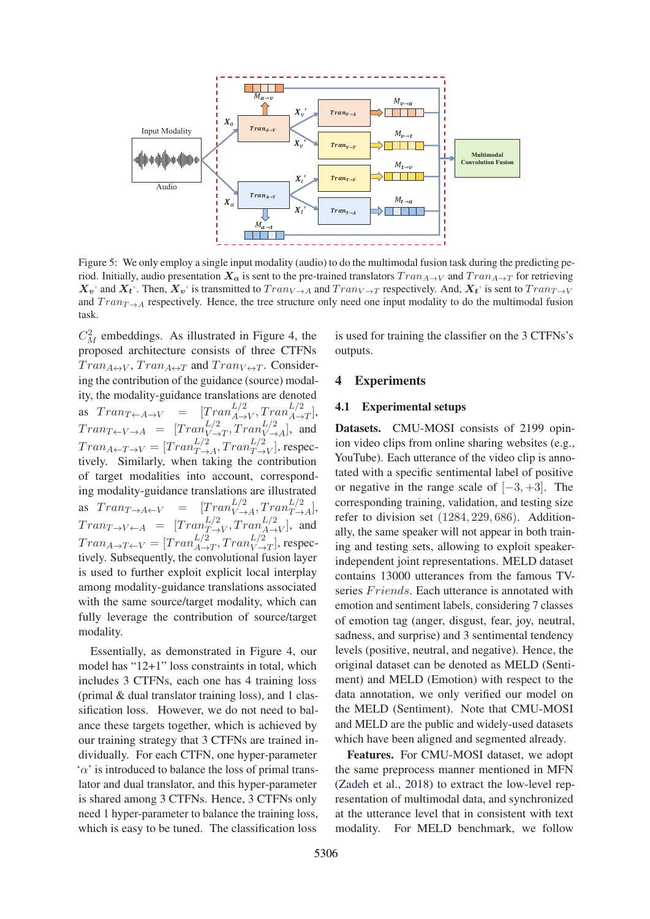Figure 5: We only employ a single input modality (audio) to do the multimodal fusion task during the predicting period. Initially, audio presentation $\boldsymbol{X_a}$ is sent to the pre-trained translators $Tran_{A\to V}$ and $Tran_{A\to T}$ for retrieving $\boldsymbol{X_v}$' and $\boldsymbol{X_t}$'. Then, $\boldsymbol{X_v}$' is transmitted to $Tran_{V\to A}$ and $Tran_{V\to T}$ respectively. And, $\boldsymbol{X_t}$' is sent to $Tran_{T\to V}$ and $Tran_{T\to A}$ respectively. Hence, the tree structure only need one input modality to do the multimodal fusion task.

$C_M^2$ embeddings. As illustrated in Figure 4, the proposed architecture consists of three CTFNs $Tran_{A\leftrightarrow V}$, $Tran_{A\leftrightarrow T}$ and $Tran_{V\leftrightarrow T}$. Considering the contribution of the guidance (source) modality, the modality-guidance translations are denoted as $Tran_{T\leftarrow A\to V} = [Tran_{A\to V}^{L/2}, Tran_{A\to T}^{L/2}]$, $Tran_{T\leftarrow V\to A} = [Tran_{V\to T}^{L/2}, Tran_{V\to A}^{L/2}]$, and $Tran_{A\leftarrow T\to V} = [Tran_{T\to A}^{L/2}, Tran_{T\to V}^{L/2}]$, respectively. Similarly, when taking the contribution of target modalities into account, corresponding modality-guidance translations are illustrated as $Tran_{T\to A\leftarrow V} = [Tran_{V\to A}^{L/2}, Tran_{T\to A}^{L/2}]$, $Tran_{T\to V\leftarrow A} = [Tran_{T\to V}^{L/2}, Tran_{A\to V}^{L/2}]$, and $Tran_{A\to T\leftarrow V} = [Tran_{A\to T}^{L/2}, Tran_{V\to T}^{L/2}]$, respectively. Subsequently, the convolutional fusion layer is used to further exploit explicit local interplay among modality-guidance translations associated with the same source/target modality, which can fully leverage the contribution of source/target modality.

Essentially, as demonstrated in Figure 4, our model has "12+1" loss constraints in total, which includes 3 CTFNs, each one has 4 training loss (primal & dual translator training loss), and 1 classification loss. However, we do not need to balance these targets together, which is achieved by our training strategy that 3 CTFNs are trained individually. For each CTFN, one hyper-parameter '$\alpha$' is introduced to balance the loss of primal translator and dual translator, and this hyper-parameter is shared among 3 CTFNs. Hence, 3 CTFNs only need 1 hyper-parameter to balance the training loss, which is easy to be tuned. The classification loss is used for training the classifier on the 3 CTFNs's outputs.

## 4 Experiments

### 4.1 Experimental setups

**Datasets.** CMU-MOSI consists of 2199 opinion video clips from online sharing websites (e.g., YouTube). Each utterance of the video clip is annotated with a specific sentimental label of positive or negative in the range scale of $[-3, +3]$. The corresponding training, validation, and testing size refer to division set $(1284, 229, 686)$. Additionally, the same speaker will not appear in both training and testing sets, allowing to exploit speaker-independent joint representations. MELD dataset contains 13000 utterances from the famous TV-series *Friends*. Each utterance is annotated with emotion and sentiment labels, considering 7 classes of emotion tag (anger, disgust, fear, joy, neutral, sadness, and surprise) and 3 sentimental tendency levels (positive, neutral, and negative). Hence, the original dataset can be denoted as MELD (Sentiment) and MELD (Emotion) with respect to the data annotation, we only verified our model on the MELD (Sentiment). Note that CMU-MOSI and MELD are the public and widely-used datasets which have been aligned and segmented already.

**Features.** For CMU-MOSI dataset, we adopt the same preprocess manner mentioned in MFN (Zadeh et al., 2018) to extract the low-level representation of multimodal data, and synchronized at the utterance level that in consistent with text modality. For MELD benchmark, we follow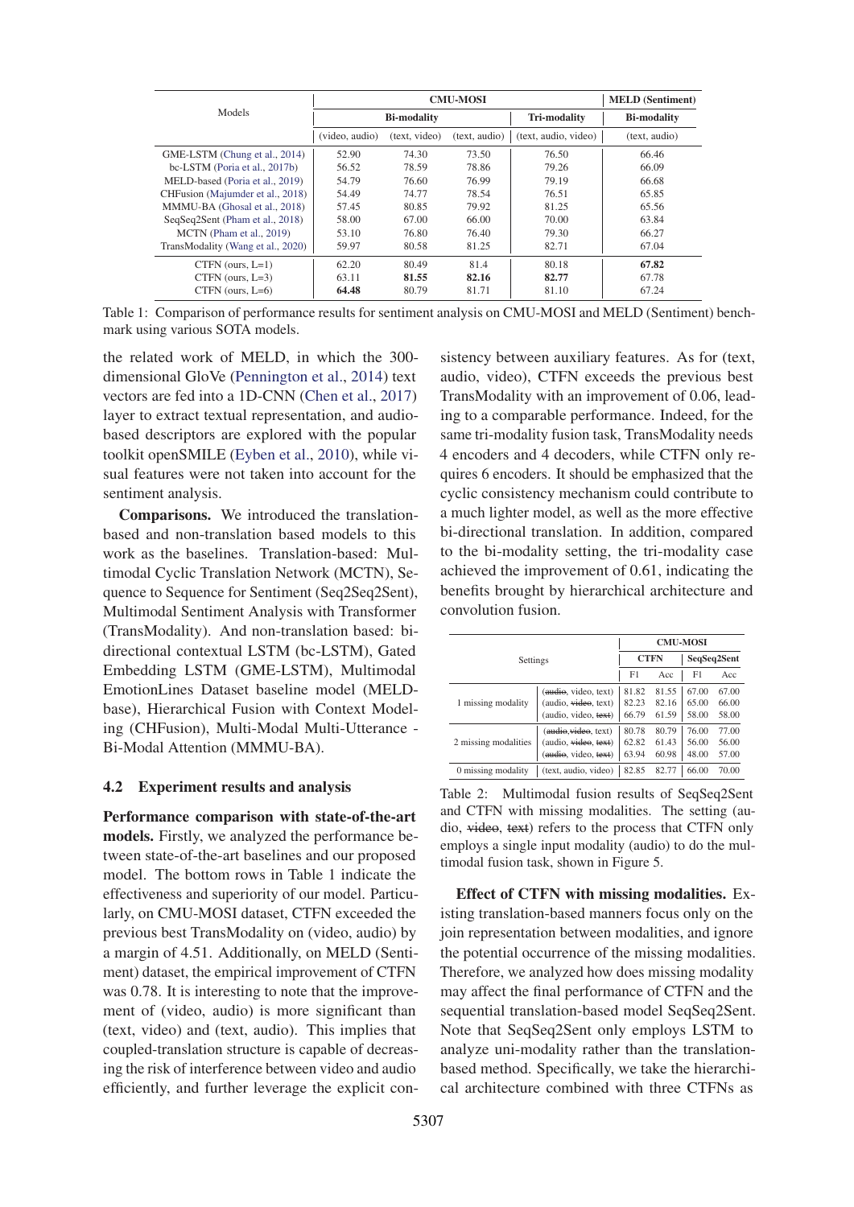| Models | CMU-MOSI | | | | MELD (Sentiment) |
|---|---|---|---|---|---|
| | Bi-modality | | | Tri-modality | Bi-modality |
| | (video, audio) | (text, video) | (text, audio) | (text, audio, video) | (text, audio) |
| GME-LSTM (Chung et al., 2014) | 52.90 | 74.30 | 73.50 | 76.50 | 66.46 |
| bc-LSTM (Poria et al., 2017b) | 56.52 | 78.59 | 78.86 | 79.26 | 66.09 |
| MELD-based (Poria et al., 2019) | 54.79 | 76.60 | 76.99 | 79.19 | 66.68 |
| CHFusion (Majumder et al., 2018) | 54.49 | 74.77 | 78.54 | 76.51 | 65.85 |
| MMMU-BA (Ghosal et al., 2018) | 57.45 | 80.85 | 79.92 | 81.25 | 65.56 |
| SeqSeq2Sent (Pham et al., 2018) | 58.00 | 67.00 | 66.00 | 70.00 | 63.84 |
| MCTN (Pham et al., 2019) | 53.10 | 76.80 | 76.40 | 79.30 | 66.27 |
| TransModality (Wang et al., 2020) | 59.97 | 80.58 | 81.25 | 82.71 | 67.04 |
| CTFN (ours, L=1) | 62.20 | 80.49 | 81.4 | 80.18 | **67.82** |
| CTFN (ours, L=3) | 63.11 | **81.55** | **82.16** | **82.77** | 67.78 |
| CTFN (ours, L=6) | **64.48** | 80.79 | 81.71 | 81.10 | 67.24 |

Table 1: Comparison of performance results for sentiment analysis on CMU-MOSI and MELD (Sentiment) benchmark using various SOTA models.

the related work of MELD, in which the 300-dimensional GloVe (Pennington et al., 2014) text vectors are fed into a 1D-CNN (Chen et al., 2017) layer to extract textual representation, and audio-based descriptors are explored with the popular toolkit openSMILE (Eyben et al., 2010), while visual features were not taken into account for the sentiment analysis.

**Comparisons.** We introduced the translation-based and non-translation based models to this work as the baselines. Translation-based: Multimodal Cyclic Translation Network (MCTN), Sequence to Sequence for Sentiment (Seq2Seq2Sent), Multimodal Sentiment Analysis with Transformer (TransModality). And non-translation based: bi-directional contextual LSTM (bc-LSTM), Gated Embedding LSTM (GME-LSTM), Multimodal EmotionLines Dataset baseline model (MELD-base), Hierarchical Fusion with Context Modeling (CHFusion), Multi-Modal Multi-Utterance - Bi-Modal Attention (MMMU-BA).

### 4.2 Experiment results and analysis

**Performance comparison with state-of-the-art models.** Firstly, we analyzed the performance between state-of-the-art baselines and our proposed model. The bottom rows in Table 1 indicate the effectiveness and superiority of our model. Particularly, on CMU-MOSI dataset, CTFN exceeded the previous best TransModality on (video, audio) by a margin of 4.51. Additionally, on MELD (Sentiment) dataset, the empirical improvement of CTFN was 0.78. It is interesting to note that the improvement of (video, audio) is more significant than (text, video) and (text, audio). This implies that coupled-translation structure is capable of decreasing the risk of interference between video and audio efficiently, and further leverage the explicit consistency between auxiliary features. As for (text, audio, video), CTFN exceeds the previous best TransModality with an improvement of 0.06, leading to a comparable performance. Indeed, for the same tri-modality fusion task, TransModality needs 4 encoders and 4 decoders, while CTFN only requires 6 encoders. It should be emphasized that the cyclic consistency mechanism could contribute to a much lighter model, as well as the more effective bi-directional translation. In addition, compared to the bi-modality setting, the tri-modality case achieved the improvement of 0.61, indicating the benefits brought by hierarchical architecture and convolution fusion.

| Settings | | CMU-MOSI | | | |
|---|---|---|---|---|---|
| | | CTFN | | SeqSeq2Sent | |
| | | F1 | Acc | F1 | Acc |
| 1 missing modality | (~~audio~~, video, text) | 81.82 | 81.55 | 67.00 | 67.00 |
| | (audio, ~~video~~, text) | 82.23 | 82.16 | 65.00 | 66.00 |
| | (audio, video, ~~text~~) | 66.79 | 61.59 | 58.00 | 58.00 |
| 2 missing modalities | (~~audio~~,~~video~~, text) | 80.78 | 80.79 | 76.00 | 77.00 |
| | (audio, ~~video~~, ~~text~~) | 62.82 | 61.43 | 56.00 | 56.00 |
| | (~~audio~~, video, ~~text~~) | 63.94 | 60.98 | 48.00 | 57.00 |
| 0 missing modality | (text, audio, video) | 82.85 | 82.77 | 66.00 | 70.00 |

Table 2: Multimodal fusion results of SeqSeq2Sent and CTFN with missing modalities. The setting (audio, ~~video~~, ~~text~~) refers to the process that CTFN only employs a single input modality (audio) to do the multimodal fusion task, shown in Figure 5.

**Effect of CTFN with missing modalities.** Existing translation-based manners focus only on the join representation between modalities, and ignore the potential occurrence of the missing modalities. Therefore, we analyzed how does missing modality may affect the final performance of CTFN and the sequential translation-based model SeqSeq2Sent. Note that SeqSeq2Sent only employs LSTM to analyze uni-modality rather than the translation-based method. Specifically, we take the hierarchical architecture combined with three CTFNs as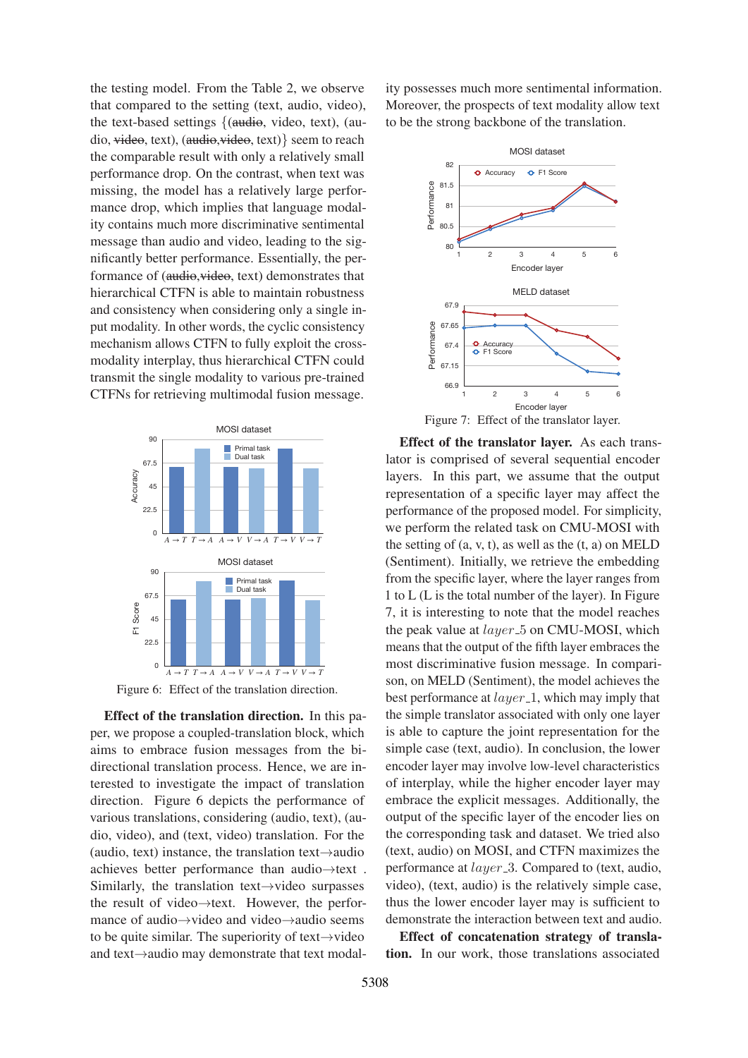the testing model. From the Table 2, we observe that compared to the setting (text, audio, video), the text-based settings {(~~audio~~, video, text), (audio, ~~video~~, text), (~~audio~~,~~video~~, text)} seem to reach the comparable result with only a relatively small performance drop. On the contrast, when text was missing, the model has a relatively large performance drop, which implies that language modality contains much more discriminative sentimental message than audio and video, leading to the significantly better performance. Essentially, the performance of (~~audio~~,~~video~~, text) demonstrates that hierarchical CTFN is able to maintain robustness and consistency when considering only a single input modality. In other words, the cyclic consistency mechanism allows CTFN to fully exploit the cross-modality interplay, thus hierarchical CTFN could transmit the single modality to various pre-trained CTFNs for retrieving multimodal fusion message.

Figure 6: Effect of the translation direction.

**Effect of the translation direction.** In this paper, we propose a coupled-translation block, which aims to embrace fusion messages from the bi-directional translation process. Hence, we are interested to investigate the impact of translation direction. Figure 6 depicts the performance of various translations, considering (audio, text), (audio, video), and (text, video) translation. For the (audio, text) instance, the translation text→audio achieves better performance than audio→text . Similarly, the translation text→video surpasses the result of video→text. However, the performance of audio→video and video→audio seems to be quite similar. The superiority of text→video and text→audio may demonstrate that text modality possesses much more sentimental information. Moreover, the prospects of text modality allow text to be the strong backbone of the translation.

Figure 7: Effect of the translator layer.

**Effect of the translator layer.** As each translator is comprised of several sequential encoder layers. In this part, we assume that the output representation of a specific layer may affect the performance of the proposed model. For simplicity, we perform the related task on CMU-MOSI with the setting of (a, v, t), as well as the (t, a) on MELD (Sentiment). Initially, we retrieve the embedding from the specific layer, where the layer ranges from 1 to L (L is the total number of the layer). In Figure 7, it is interesting to note that the model reaches the peak value at $layer\_5$ on CMU-MOSI, which means that the output of the fifth layer embraces the most discriminative fusion message. In comparison, on MELD (Sentiment), the model achieves the best performance at $layer\_1$, which may imply that the simple translator associated with only one layer is able to capture the joint representation for the simple case (text, audio). In conclusion, the lower encoder layer may involve low-level characteristics of interplay, while the higher encoder layer may embrace the explicit messages. Additionally, the output of the specific layer of the encoder lies on the corresponding task and dataset. We tried also (text, audio) on MOSI, and CTFN maximizes the performance at $layer\_3$. Compared to (text, audio, video), (text, audio) is the relatively simple case, thus the lower encoder layer may is sufficient to demonstrate the interaction between text and audio.

**Effect of concatenation strategy of translation.** In our work, those translations associated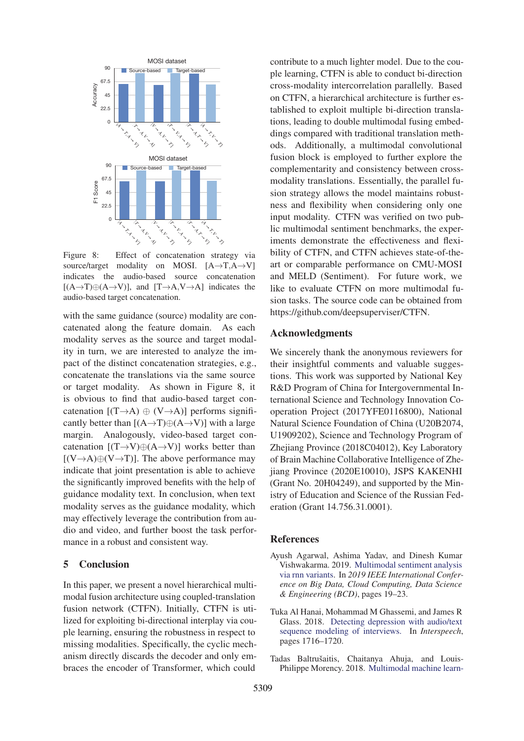Figure 8: Effect of concatenation strategy via source/target modality on MOSI. [A→T,A→V] indicates the audio-based source concatenation [(A→T)⊕(A→V)], and [T→A,V→A] indicates the audio-based target concatenation.

with the same guidance (source) modality are concatenated along the feature domain. As each modality serves as the source and target modality in turn, we are interested to analyze the impact of the distinct concatenation strategies, e.g., concatenate the translations via the same source or target modality. As shown in Figure 8, it is obvious to find that audio-based target concatenation [(T→A) ⊕ (V→A)] performs significantly better than [(A→T)⊕(A→V)] with a large margin. Analogously, video-based target concatenation [(T→V)⊕(A→V)] works better than [(V→A)⊕(V→T)]. The above performance may indicate that joint presentation is able to achieve the significantly improved benefits with the help of guidance modality text. In conclusion, when text modality serves as the guidance modality, which may effectively leverage the contribution from audio and video, and further boost the task performance in a robust and consistent way.

## 5 Conclusion

In this paper, we present a novel hierarchical multimodal fusion architecture using coupled-translation fusion network (CTFN). Initially, CTFN is utilized for exploiting bi-directional interplay via couple learning, ensuring the robustness in respect to missing modalities. Specifically, the cyclic mechanism directly discards the decoder and only embraces the encoder of Transformer, which could contribute to a much lighter model. Due to the couple learning, CTFN is able to conduct bi-direction cross-modality intercorrelation parallelly. Based on CTFN, a hierarchical architecture is further established to exploit multiple bi-direction translations, leading to double multimodal fusing embeddings compared with traditional translation methods. Additionally, a multimodal convolutional fusion block is employed to further explore the complementarity and consistency between cross-modality translations. Essentially, the parallel fusion strategy allows the model maintains robustness and flexibility when considering only one input modality. CTFN was verified on two public multimodal sentiment benchmarks, the experiments demonstrate the effectiveness and flexibility of CTFN, and CTFN achieves state-of-the-art or comparable performance on CMU-MOSI and MELD (Sentiment). For future work, we like to evaluate CTFN on more multimodal fusion tasks. The source code can be obtained from https://github.com/deepsuperviser/CTFN.

## Acknowledgments

We sincerely thank the anonymous reviewers for their insightful comments and valuable suggestions. This work was supported by National Key R&D Program of China for Intergovernmental International Science and Technology Innovation Cooperation Project (2017YFE0116800), National Natural Science Foundation of China (U20B2074, U1909202), Science and Technology Program of Zhejiang Province (2018C04012), Key Laboratory of Brain Machine Collaborative Intelligence of Zhejiang Province (2020E10010), JSPS KAKENHI (Grant No. 20H04249), and supported by the Ministry of Education and Science of the Russian Federation (Grant 14.756.31.0001).

## References

Ayush Agarwal, Ashima Yadav, and Dinesh Kumar Vishwakarma. 2019. Multimodal sentiment analysis via rnn variants. In *2019 IEEE International Conference on Big Data, Cloud Computing, Data Science & Engineering (BCD)*, pages 19–23.

Tuka Al Hanai, Mohammad M Ghassemi, and James R Glass. 2018. Detecting depression with audio/text sequence modeling of interviews. In *Interspeech*, pages 1716–1720.

Tadas Baltrušaitis, Chaitanya Ahuja, and Louis-Philippe Morency. 2018. Multimodal machine learn-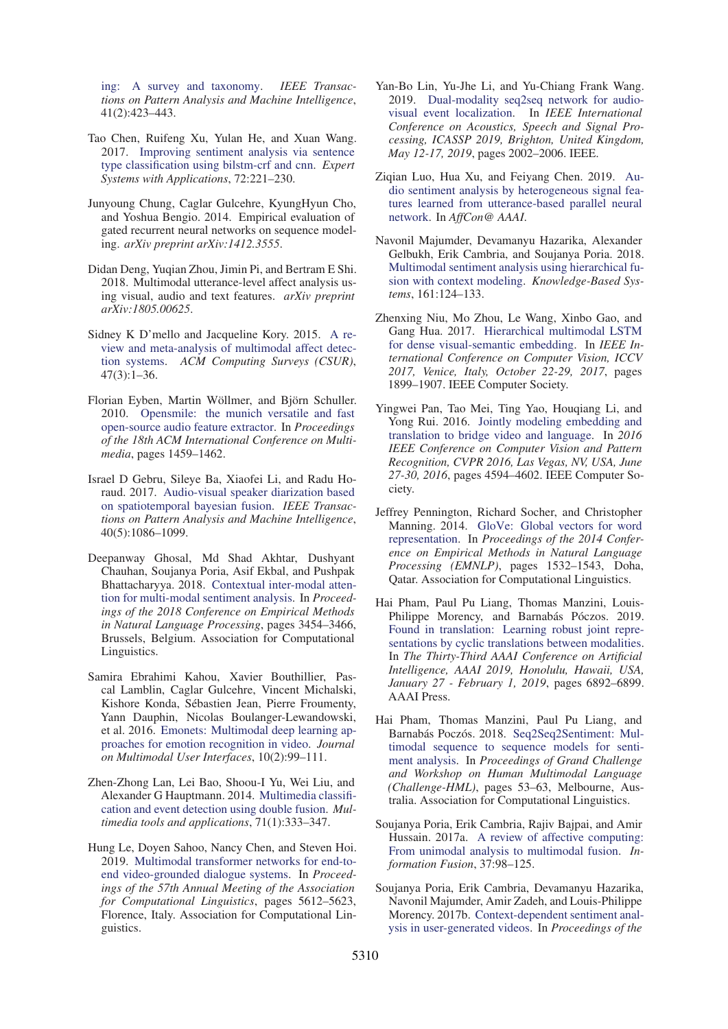ing: A survey and taxonomy. *IEEE Transactions on Pattern Analysis and Machine Intelligence*, 41(2):423–443.

Tao Chen, Ruifeng Xu, Yulan He, and Xuan Wang. 2017. Improving sentiment analysis via sentence type classification using bilstm-crf and cnn. *Expert Systems with Applications*, 72:221–230.

Junyoung Chung, Caglar Gulcehre, KyungHyun Cho, and Yoshua Bengio. 2014. Empirical evaluation of gated recurrent neural networks on sequence modeling. *arXiv preprint arXiv:1412.3555*.

Didan Deng, Yuqian Zhou, Jimin Pi, and Bertram E Shi. 2018. Multimodal utterance-level affect analysis using visual, audio and text features. *arXiv preprint arXiv:1805.00625*.

Sidney K D'mello and Jacqueline Kory. 2015. A review and meta-analysis of multimodal affect detection systems. *ACM Computing Surveys (CSUR)*, 47(3):1–36.

Florian Eyben, Martin Wöllmer, and Björn Schuller. 2010. Opensmile: the munich versatile and fast open-source audio feature extractor. In *Proceedings of the 18th ACM International Conference on Multimedia*, pages 1459–1462.

Israel D Gebru, Sileye Ba, Xiaofei Li, and Radu Horaud. 2017. Audio-visual speaker diarization based on spatiotemporal bayesian fusion. *IEEE Transactions on Pattern Analysis and Machine Intelligence*, 40(5):1086–1099.

Deepanway Ghosal, Md Shad Akhtar, Dushyant Chauhan, Soujanya Poria, Asif Ekbal, and Pushpak Bhattacharyya. 2018. Contextual inter-modal attention for multi-modal sentiment analysis. In *Proceedings of the 2018 Conference on Empirical Methods in Natural Language Processing*, pages 3454–3466, Brussels, Belgium. Association for Computational Linguistics.

Samira Ebrahimi Kahou, Xavier Bouthillier, Pascal Lamblin, Caglar Gulcehre, Vincent Michalski, Kishore Konda, Sébastien Jean, Pierre Froumenty, Yann Dauphin, Nicolas Boulanger-Lewandowski, et al. 2016. Emonets: Multimodal deep learning approaches for emotion recognition in video. *Journal on Multimodal User Interfaces*, 10(2):99–111.

Zhen-Zhong Lan, Lei Bao, Shoou-I Yu, Wei Liu, and Alexander G Hauptmann. 2014. Multimedia classification and event detection using double fusion. *Multimedia tools and applications*, 71(1):333–347.

Hung Le, Doyen Sahoo, Nancy Chen, and Steven Hoi. 2019. Multimodal transformer networks for end-to-end video-grounded dialogue systems. In *Proceedings of the 57th Annual Meeting of the Association for Computational Linguistics*, pages 5612–5623, Florence, Italy. Association for Computational Linguistics.

Yan-Bo Lin, Yu-Jhe Li, and Yu-Chiang Frank Wang. 2019. Dual-modality seq2seq network for audio-visual event localization. In *IEEE International Conference on Acoustics, Speech and Signal Processing, ICASSP 2019, Brighton, United Kingdom, May 12-17, 2019*, pages 2002–2006. IEEE.

Ziqian Luo, Hua Xu, and Feiyang Chen. 2019. Audio sentiment analysis by heterogeneous signal features learned from utterance-based parallel neural network. In *AffCon@ AAAI*.

Navonil Majumder, Devamanyu Hazarika, Alexander Gelbukh, Erik Cambria, and Soujanya Poria. 2018. Multimodal sentiment analysis using hierarchical fusion with context modeling. *Knowledge-Based Systems*, 161:124–133.

Zhenxing Niu, Mo Zhou, Le Wang, Xinbo Gao, and Gang Hua. 2017. Hierarchical multimodal LSTM for dense visual-semantic embedding. In *IEEE International Conference on Computer Vision, ICCV 2017, Venice, Italy, October 22-29, 2017*, pages 1899–1907. IEEE Computer Society.

Yingwei Pan, Tao Mei, Ting Yao, Houqiang Li, and Yong Rui. 2016. Jointly modeling embedding and translation to bridge video and language. In *2016 IEEE Conference on Computer Vision and Pattern Recognition, CVPR 2016, Las Vegas, NV, USA, June 27-30, 2016*, pages 4594–4602. IEEE Computer Society.

Jeffrey Pennington, Richard Socher, and Christopher Manning. 2014. GloVe: Global vectors for word representation. In *Proceedings of the 2014 Conference on Empirical Methods in Natural Language Processing (EMNLP)*, pages 1532–1543, Doha, Qatar. Association for Computational Linguistics.

Hai Pham, Paul Pu Liang, Thomas Manzini, Louis-Philippe Morency, and Barnabás Póczos. 2019. Found in translation: Learning robust joint representations by cyclic translations between modalities. In *The Thirty-Third AAAI Conference on Artificial Intelligence, AAAI 2019, Honolulu, Hawaii, USA, January 27 - February 1, 2019*, pages 6892–6899. AAAI Press.

Hai Pham, Thomas Manzini, Paul Pu Liang, and Barnabás Poczós. 2018. Seq2Seq2Sentiment: Multimodal sequence to sequence models for sentiment analysis. In *Proceedings of Grand Challenge and Workshop on Human Multimodal Language (Challenge-HML)*, pages 53–63, Melbourne, Australia. Association for Computational Linguistics.

Soujanya Poria, Erik Cambria, Rajiv Bajpai, and Amir Hussain. 2017a. A review of affective computing: From unimodal analysis to multimodal fusion. *Information Fusion*, 37:98–125.

Soujanya Poria, Erik Cambria, Devamanyu Hazarika, Navonil Majumder, Amir Zadeh, and Louis-Philippe Morency. 2017b. Context-dependent sentiment analysis in user-generated videos. In *Proceedings of the*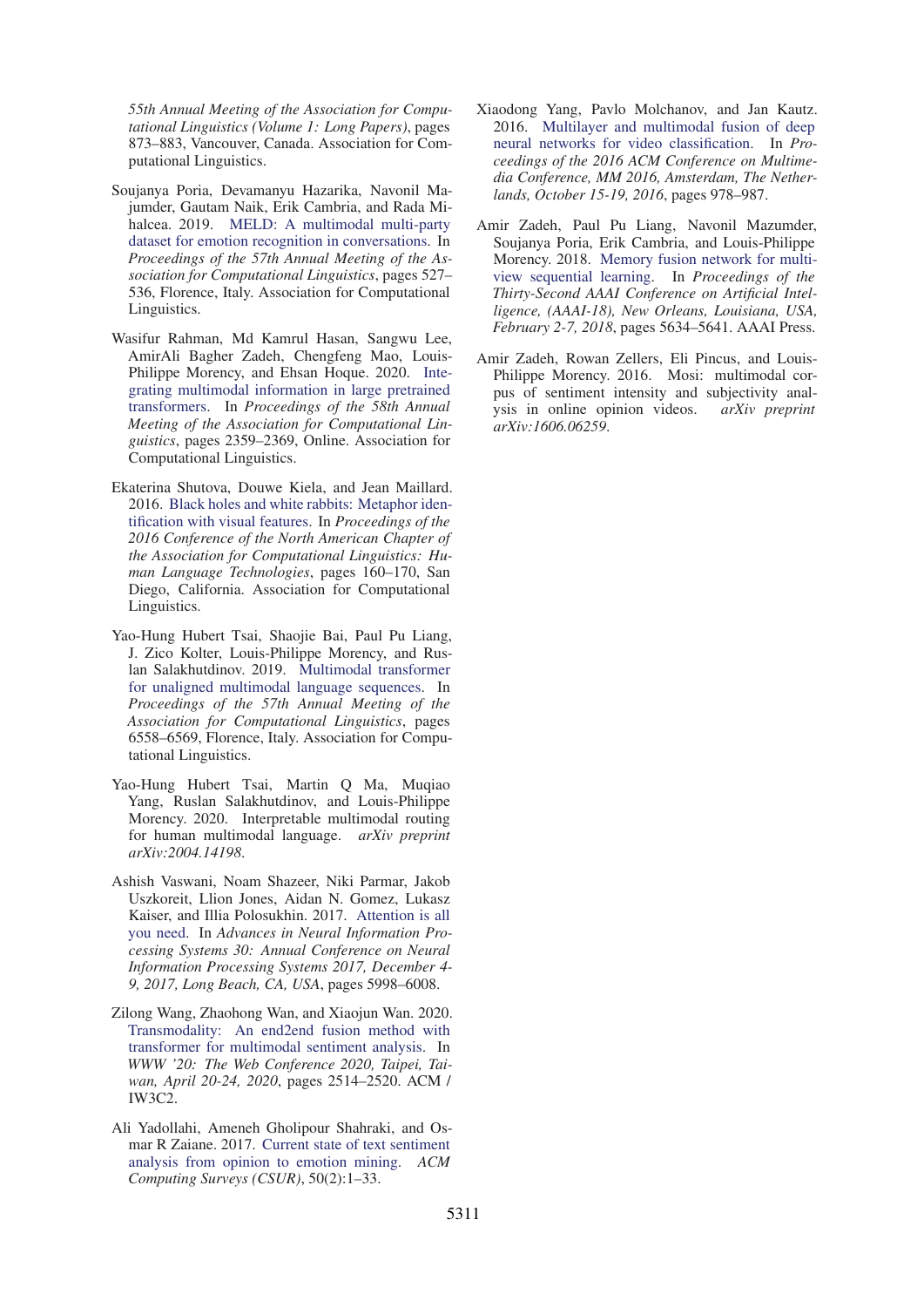55th Annual Meeting of the Association for Computational Linguistics (Volume 1: Long Papers)*, pages 873–883, Vancouver, Canada. Association for Computational Linguistics.

Soujanya Poria, Devamanyu Hazarika, Navonil Majumder, Gautam Naik, Erik Cambria, and Rada Mihalcea. 2019. MELD: A multimodal multi-party dataset for emotion recognition in conversations. In *Proceedings of the 57th Annual Meeting of the Association for Computational Linguistics*, pages 527–536, Florence, Italy. Association for Computational Linguistics.

Wasifur Rahman, Md Kamrul Hasan, Sangwu Lee, AmirAli Bagher Zadeh, Chengfeng Mao, Louis-Philippe Morency, and Ehsan Hoque. 2020. Integrating multimodal information in large pretrained transformers. In *Proceedings of the 58th Annual Meeting of the Association for Computational Linguistics*, pages 2359–2369, Online. Association for Computational Linguistics.

Ekaterina Shutova, Douwe Kiela, and Jean Maillard. 2016. Black holes and white rabbits: Metaphor identification with visual features. In *Proceedings of the 2016 Conference of the North American Chapter of the Association for Computational Linguistics: Human Language Technologies*, pages 160–170, San Diego, California. Association for Computational Linguistics.

Yao-Hung Hubert Tsai, Shaojie Bai, Paul Pu Liang, J. Zico Kolter, Louis-Philippe Morency, and Ruslan Salakhutdinov. 2019. Multimodal transformer for unaligned multimodal language sequences. In *Proceedings of the 57th Annual Meeting of the Association for Computational Linguistics*, pages 6558–6569, Florence, Italy. Association for Computational Linguistics.

Yao-Hung Hubert Tsai, Martin Q Ma, Muqiao Yang, Ruslan Salakhutdinov, and Louis-Philippe Morency. 2020. Interpretable multimodal routing for human multimodal language. *arXiv preprint arXiv:2004.14198*.

Ashish Vaswani, Noam Shazeer, Niki Parmar, Jakob Uszkoreit, Llion Jones, Aidan N. Gomez, Lukasz Kaiser, and Illia Polosukhin. 2017. Attention is all you need. In *Advances in Neural Information Processing Systems 30: Annual Conference on Neural Information Processing Systems 2017, December 4-9, 2017, Long Beach, CA, USA*, pages 5998–6008.

Zilong Wang, Zhaohong Wan, and Xiaojun Wan. 2020. Transmodality: An end2end fusion method with transformer for multimodal sentiment analysis. In *WWW '20: The Web Conference 2020, Taipei, Taiwan, April 20-24, 2020*, pages 2514–2520. ACM / IW3C2.

Ali Yadollahi, Ameneh Gholipour Shahraki, and Osmar R Zaiane. 2017. Current state of text sentiment analysis from opinion to emotion mining. *ACM Computing Surveys (CSUR)*, 50(2):1–33.

Xiaodong Yang, Pavlo Molchanov, and Jan Kautz. 2016. Multilayer and multimodal fusion of deep neural networks for video classification. In *Proceedings of the 2016 ACM Conference on Multimedia Conference, MM 2016, Amsterdam, The Netherlands, October 15-19, 2016*, pages 978–987.

Amir Zadeh, Paul Pu Liang, Navonil Mazumder, Soujanya Poria, Erik Cambria, and Louis-Philippe Morency. 2018. Memory fusion network for multi-view sequential learning. In *Proceedings of the Thirty-Second AAAI Conference on Artificial Intelligence, (AAAI-18), New Orleans, Louisiana, USA, February 2-7, 2018*, pages 5634–5641. AAAI Press.

Amir Zadeh, Rowan Zellers, Eli Pincus, and Louis-Philippe Morency. 2016. Mosi: multimodal corpus of sentiment intensity and subjectivity analysis in online opinion videos. *arXiv preprint arXiv:1606.06259*.